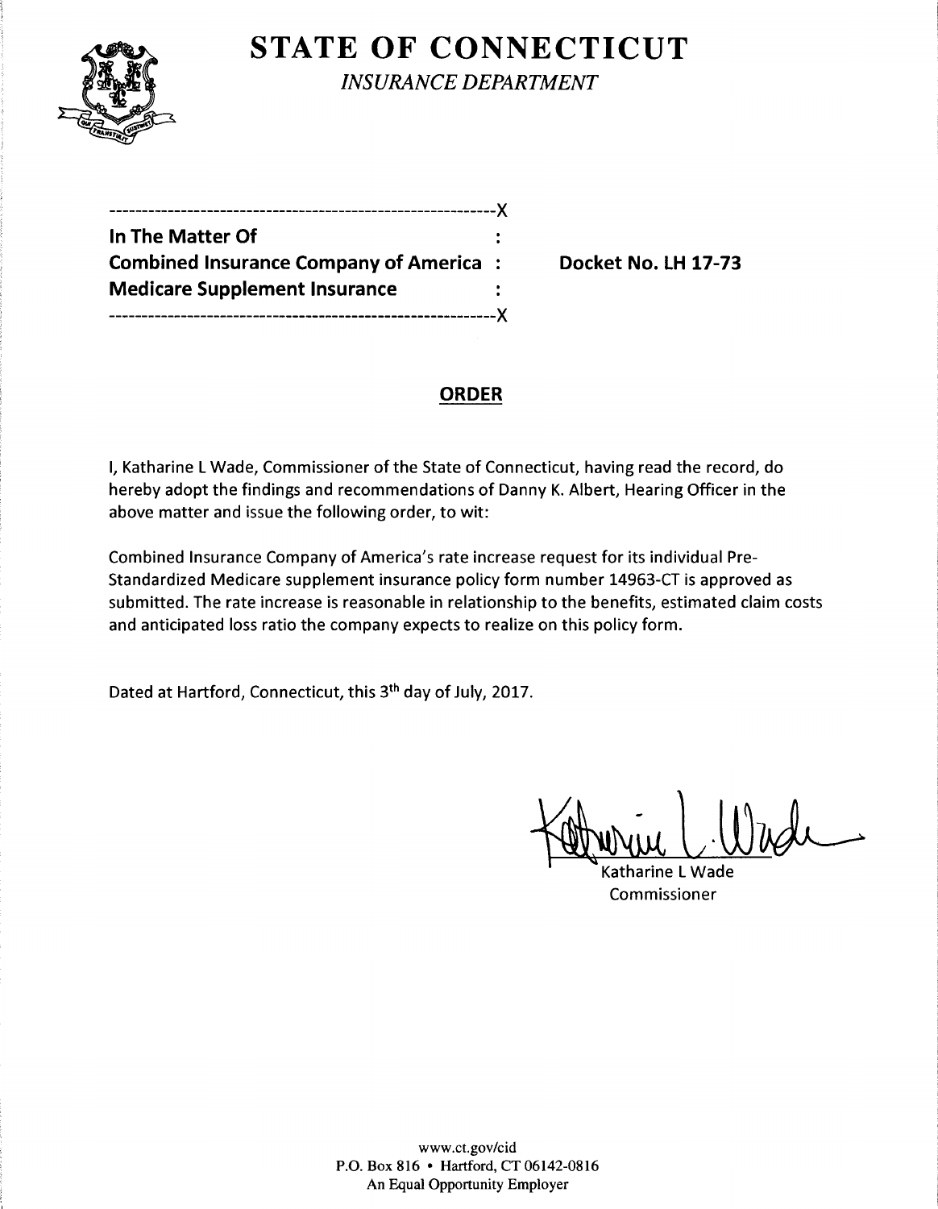# STATE OF CONNECTICUT

*INSURANCE DEPARTMENT*

---------------------------------------------------------X

**In The Matter Of** :
**Combined Insurance Company of America** : **Docket No. LH 17-73**
**Medicare Supplement Insurance** :

---------------------------------------------------------X

## ORDER

I, Katharine L Wade, Commissioner of the State of Connecticut, having read the record, do hereby adopt the findings and recommendations of Danny K. Albert, Hearing Officer in the above matter and issue the following order, to wit:

Combined Insurance Company of America's rate increase request for its individual Pre-Standardized Medicare supplement insurance policy form number 14963-CT is approved as submitted. The rate increase is reasonable in relationship to the benefits, estimated claim costs and anticipated loss ratio the company expects to realize on this policy form.

Dated at Hartford, Connecticut, this 3th day of July, 2017.

Katharine L Wade
Commissioner

www.ct.gov/cid
P.O. Box 816 • Hartford, CT 06142-0816
An Equal Opportunity Employer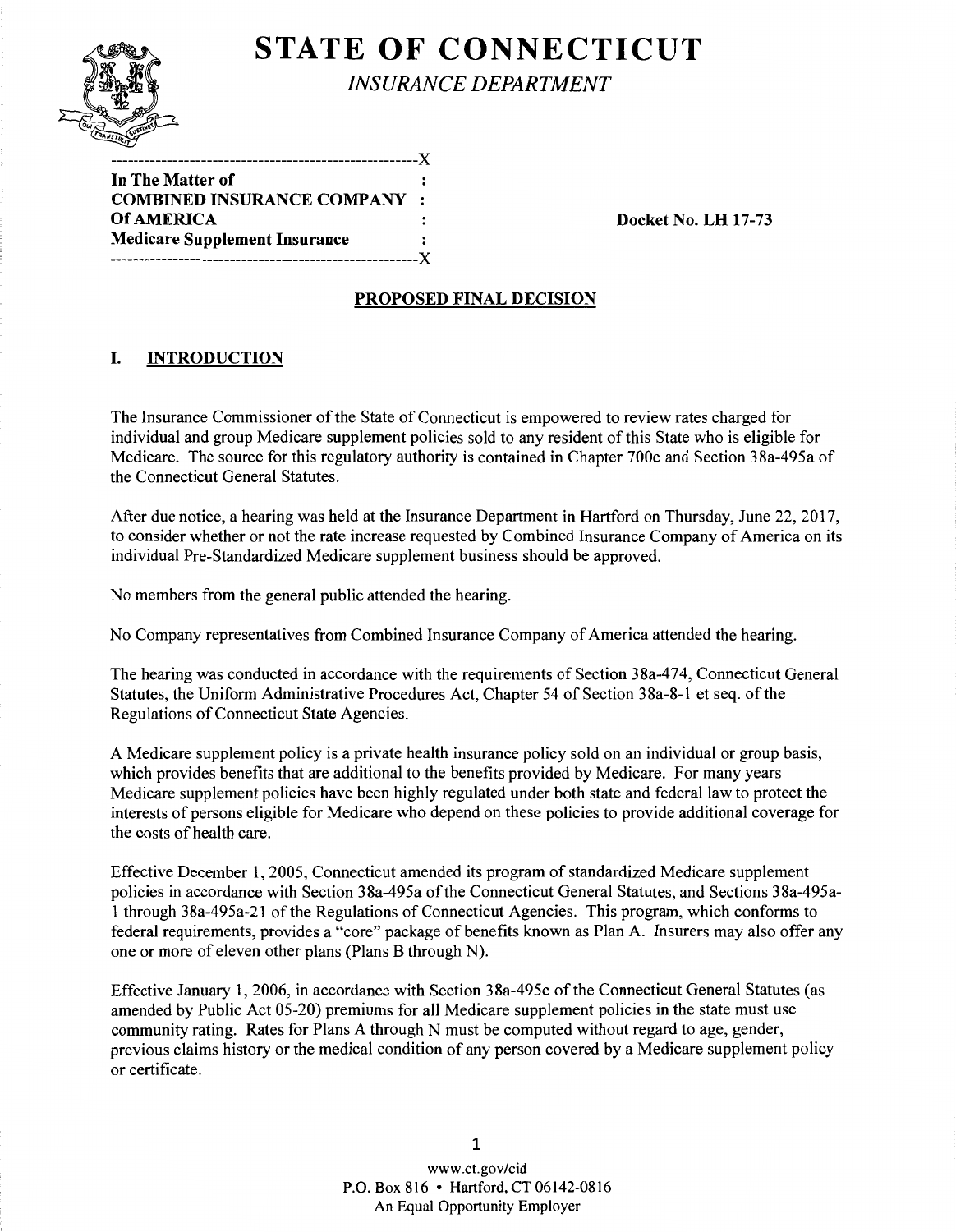# STATE OF CONNECTICUT

*INSURANCE DEPARTMENT*

```
-----------------------------------------------------X
In The Matter of                                    :
COMBINED INSURANCE COMPANY                          :
Of AMERICA                                          :
Medicare Supplement Insurance                       :
-----------------------------------------------------X
```

**In The Matter of**
**COMBINED INSURANCE COMPANY Of AMERICA**
**Medicare Supplement Insurance**

**Docket No. LH 17-73**

## PROPOSED FINAL DECISION

### I. INTRODUCTION

The Insurance Commissioner of the State of Connecticut is empowered to review rates charged for individual and group Medicare supplement policies sold to any resident of this State who is eligible for Medicare. The source for this regulatory authority is contained in Chapter 700c and Section 38a-495a of the Connecticut General Statutes.

After due notice, a hearing was held at the Insurance Department in Hartford on Thursday, June 22, 2017, to consider whether or not the rate increase requested by Combined Insurance Company of America on its individual Pre-Standardized Medicare supplement business should be approved.

No members from the general public attended the hearing.

No Company representatives from Combined Insurance Company of America attended the hearing.

The hearing was conducted in accordance with the requirements of Section 38a-474, Connecticut General Statutes, the Uniform Administrative Procedures Act, Chapter 54 of Section 38a-8-1 et seq. of the Regulations of Connecticut State Agencies.

A Medicare supplement policy is a private health insurance policy sold on an individual or group basis, which provides benefits that are additional to the benefits provided by Medicare. For many years Medicare supplement policies have been highly regulated under both state and federal law to protect the interests of persons eligible for Medicare who depend on these policies to provide additional coverage for the costs of health care.

Effective December 1, 2005, Connecticut amended its program of standardized Medicare supplement policies in accordance with Section 38a-495a of the Connecticut General Statutes, and Sections 38a-495a-1 through 38a-495a-21 of the Regulations of Connecticut Agencies. This program, which conforms to federal requirements, provides a "core" package of benefits known as Plan A. Insurers may also offer any one or more of eleven other plans (Plans B through N).

Effective January 1, 2006, in accordance with Section 38a-495c of the Connecticut General Statutes (as amended by Public Act 05-20) premiums for all Medicare supplement policies in the state must use community rating. Rates for Plans A through N must be computed without regard to age, gender, previous claims history or the medical condition of any person covered by a Medicare supplement policy or certificate.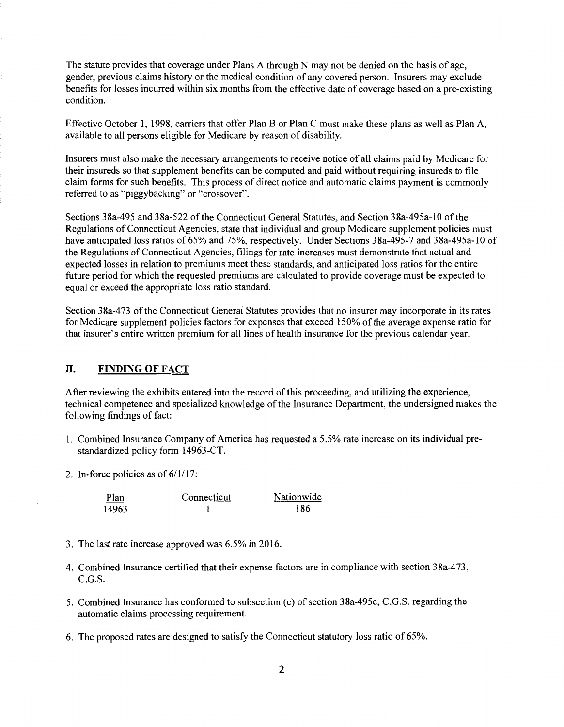The statute provides that coverage under Plans A through N may not be denied on the basis of age, gender, previous claims history or the medical condition of any covered person. Insurers may exclude benefits for losses incurred within six months from the effective date of coverage based on a pre-existing condition.

Effective October 1, 1998, carriers that offer Plan B or Plan C must make these plans as well as Plan A, available to all persons eligible for Medicare by reason of disability.

Insurers must also make the necessary arrangements to receive notice of all claims paid by Medicare for their insureds so that supplement benefits can be computed and paid without requiring insureds to file claim forms for such benefits. This process of direct notice and automatic claims payment is commonly referred to as "piggybacking" or "crossover".

Sections 38a-495 and 38a-522 of the Connecticut General Statutes, and Section 38a-495a-10 of the Regulations of Connecticut Agencies, state that individual and group Medicare supplement policies must have anticipated loss ratios of 65% and 75%, respectively. Under Sections 38a-495-7 and 38a-495a-10 of the Regulations of Connecticut Agencies, filings for rate increases must demonstrate that actual and expected losses in relation to premiums meet these standards, and anticipated loss ratios for the entire future period for which the requested premiums are calculated to provide coverage must be expected to equal or exceed the appropriate loss ratio standard.

Section 38a-473 of the Connecticut General Statutes provides that no insurer may incorporate in its rates for Medicare supplement policies factors for expenses that exceed 150% of the average expense ratio for that insurer's entire written premium for all lines of health insurance for the previous calendar year.

## II. FINDING OF FACT

After reviewing the exhibits entered into the record of this proceeding, and utilizing the experience, technical competence and specialized knowledge of the Insurance Department, the undersigned makes the following findings of fact:

1. Combined Insurance Company of America has requested a 5.5% rate increase on its individual pre-standardized policy form 14963-CT.

2. In-force policies as of 6/1/17:

| Plan | Connecticut | Nationwide |
|---|---|---|
| 14963 | 1 | 186 |

3. The last rate increase approved was 6.5% in 2016.

4. Combined Insurance certified that their expense factors are in compliance with section 38a-473, C.G.S.

5. Combined Insurance has conformed to subsection (e) of section 38a-495c, C.G.S. regarding the automatic claims processing requirement.

6. The proposed rates are designed to satisfy the Connecticut statutory loss ratio of 65%.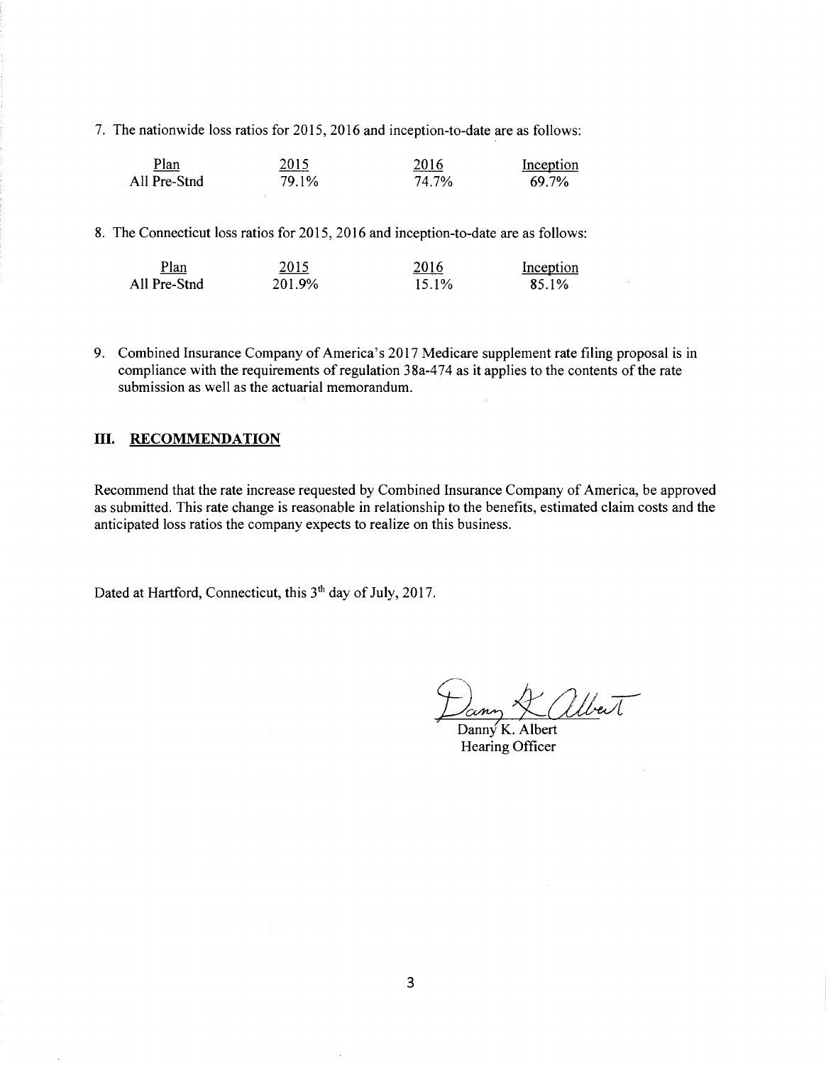7. The nationwide loss ratios for 2015, 2016 and inception-to-date are as follows:

| Plan | 2015 | 2016 | Inception |
|---|---|---|---|
| All Pre-Stnd | 79.1% | 74.7% | 69.7% |

8. The Connecticut loss ratios for 2015, 2016 and inception-to-date are as follows:

| Plan | 2015 | 2016 | Inception |
|---|---|---|---|
| All Pre-Stnd | 201.9% | 15.1% | 85.1% |

9. Combined Insurance Company of America's 2017 Medicare supplement rate filing proposal is in compliance with the requirements of regulation 38a-474 as it applies to the contents of the rate submission as well as the actuarial memorandum.

## III. RECOMMENDATION

Recommend that the rate increase requested by Combined Insurance Company of America, be approved as submitted. This rate change is reasonable in relationship to the benefits, estimated claim costs and the anticipated loss ratios the company expects to realize on this business.

Dated at Hartford, Connecticut, this 3th day of July, 2017.

Danny K. Albert
Hearing Officer